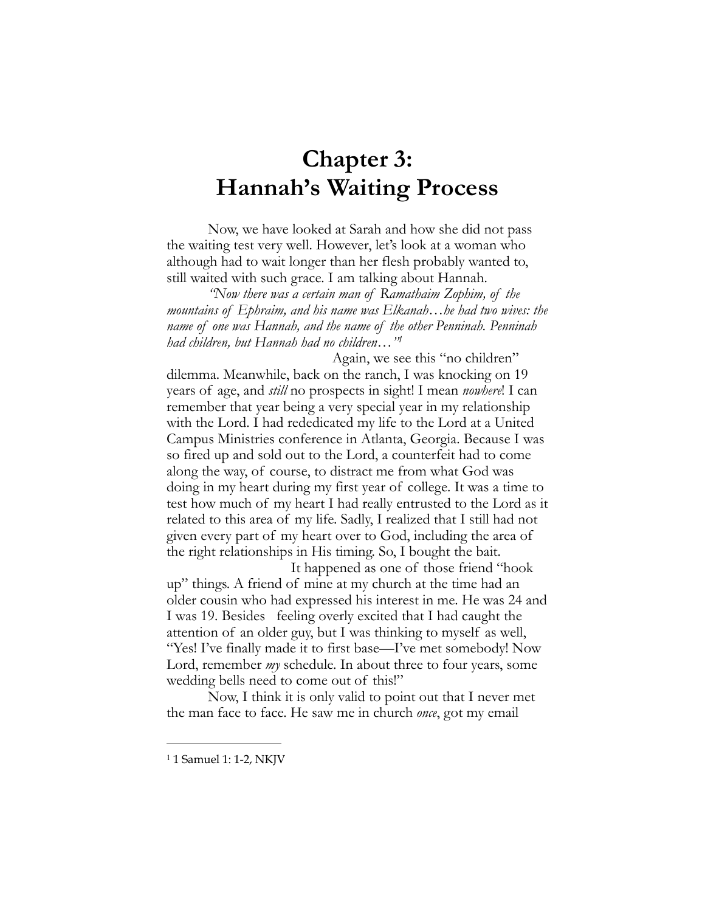# Chapter 3: Hannah's Waiting Process

Now, we have looked at Sarah and how she did not pass the waiting test very well. However, let's look at a woman who although had to wait longer than her flesh probably wanted to, still waited with such grace. I am talking about Hannah.

*"Now there was a certain man of Ramathaim Zophim, of the mountains of Ephraim, and his name was Elkanah…he had two wives: the name of one was Hannah, and the name of the other Penninah. Penninah had children, but Hannah had no children…"*[1]

Again, we see this "no children" dilemma. Meanwhile, back on the ranch, I was knocking on 19 years of age, and *still* no prospects in sight! I mean *nowhere*! I can remember that year being a very special year in my relationship with the Lord. I had rededicated my life to the Lord at a United Campus Ministries conference in Atlanta, Georgia. Because I was so fired up and sold out to the Lord, a counterfeit had to come along the way, of course, to distract me from what God was doing in my heart during my first year of college. It was a time to test how much of my heart I had really entrusted to the Lord as it related to this area of my life. Sadly, I realized that I still had not given every part of my heart over to God, including the area of the right relationships in His timing. So, I bought the bait.

It happened as one of those friend "hook up" things. A friend of mine at my church at the time had an older cousin who had expressed his interest in me. He was 24 and I was 19. Besides feeling overly excited that I had caught the attention of an older guy, but I was thinking to myself as well, "Yes! I've finally made it to first base—I've met somebody! Now Lord, remember *my* schedule. In about three to four years, some wedding bells need to come out of this!"

Now, I think it is only valid to point out that I never met the man face to face. He saw me in church *once*, got my email

---

[1] 1 Samuel 1: 1-2, NKJV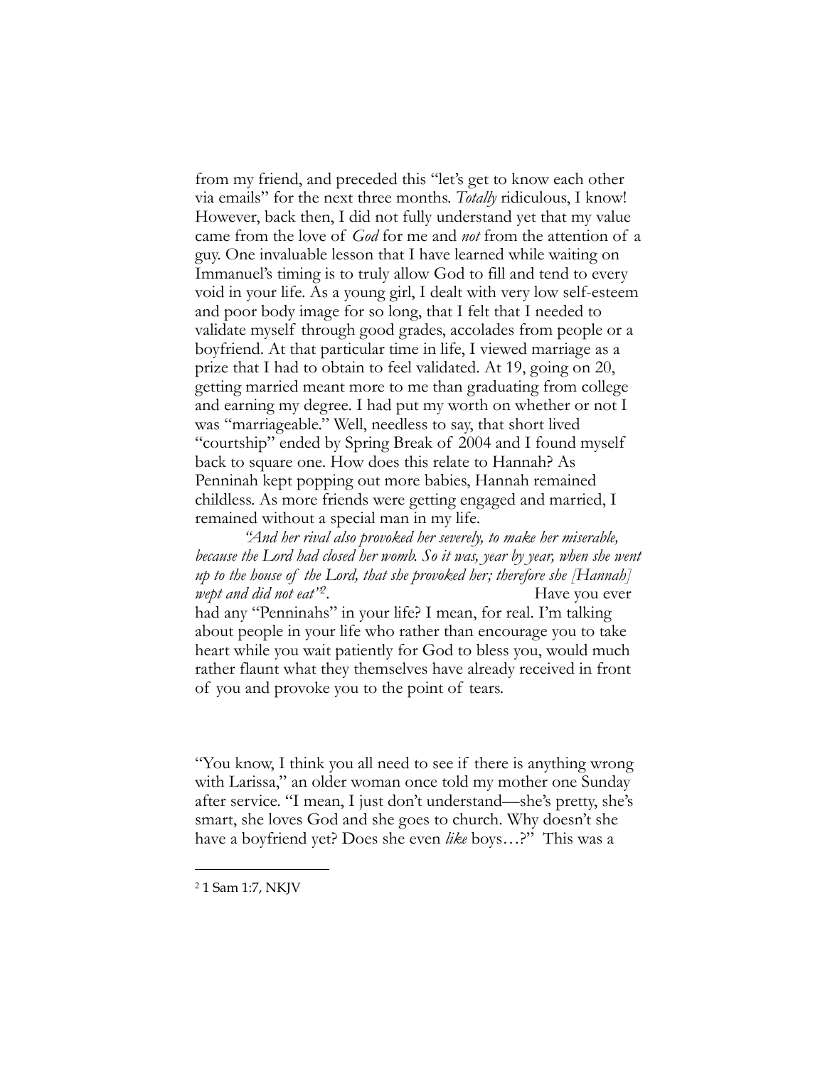from my friend, and preceded this "let's get to know each other via emails" for the next three months. *Totally* ridiculous, I know! However, back then, I did not fully understand yet that my value came from the love of *God* for me and *not* from the attention of a guy. One invaluable lesson that I have learned while waiting on Immanuel's timing is to truly allow God to fill and tend to every void in your life. As a young girl, I dealt with very low self-esteem and poor body image for so long, that I felt that I needed to validate myself through good grades, accolades from people or a boyfriend. At that particular time in life, I viewed marriage as a prize that I had to obtain to feel validated. At 19, going on 20, getting married meant more to me than graduating from college and earning my degree. I had put my worth on whether or not I was "marriageable." Well, needless to say, that short lived "courtship" ended by Spring Break of 2004 and I found myself back to square one. How does this relate to Hannah? As Penninah kept popping out more babies, Hannah remained childless. As more friends were getting engaged and married, I remained without a special man in my life.

*"And her rival also provoked her severely, to make her miserable, because the Lord had closed her womb. So it was, year by year, when she went up to the house of the Lord, that she provoked her; therefore she [Hannah] wept and did not eat"*[2]. Have you ever had any "Penninahs" in your life? I mean, for real. I'm talking about people in your life who rather than encourage you to take heart while you wait patiently for God to bless you, would much rather flaunt what they themselves have already received in front of you and provoke you to the point of tears.

"You know, I think you all need to see if there is anything wrong with Larissa," an older woman once told my mother one Sunday after service. "I mean, I just don't understand—she's pretty, she's smart, she loves God and she goes to church. Why doesn't she have a boyfriend yet? Does she even *like* boys…?" This was a

---

[2] 1 Sam 1:7, NKJV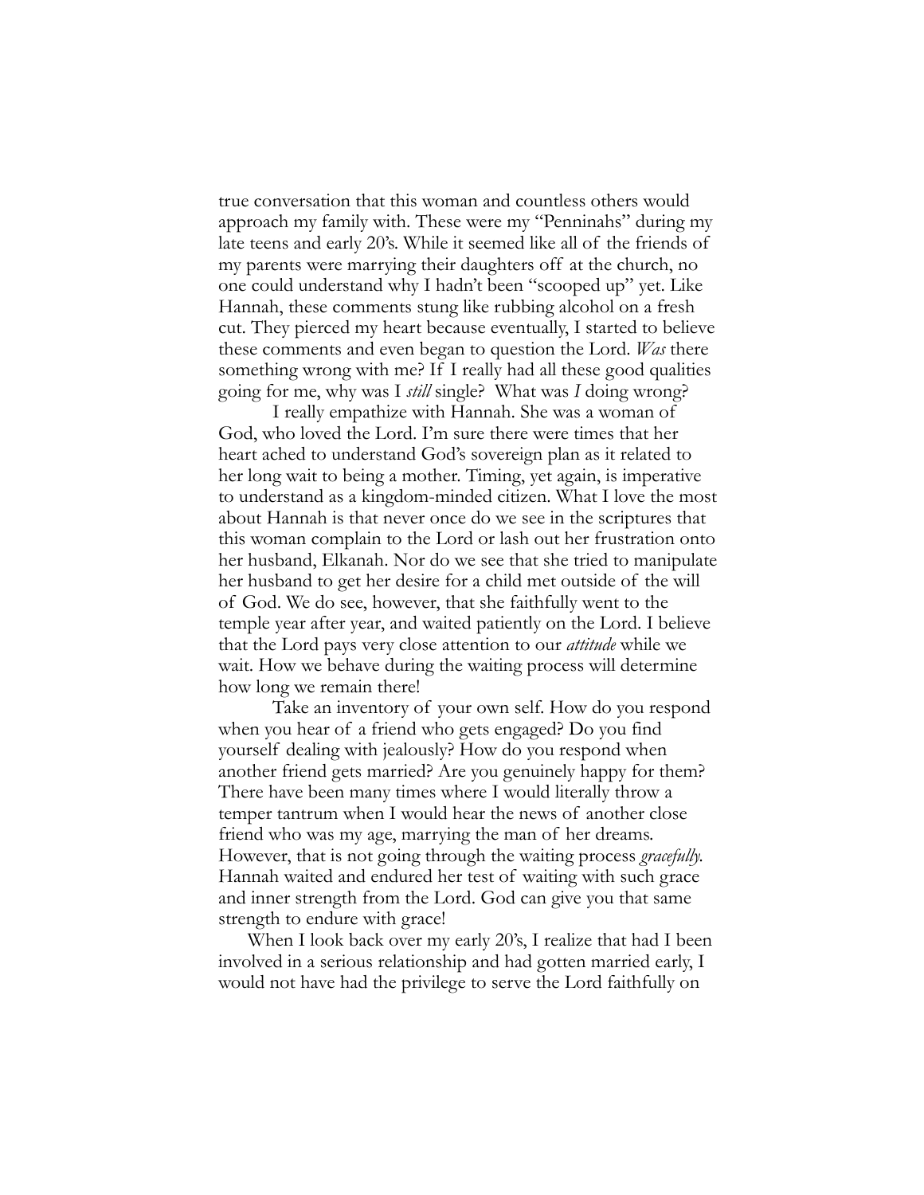true conversation that this woman and countless others would approach my family with. These were my "Penninahs" during my late teens and early 20's. While it seemed like all of the friends of my parents were marrying their daughters off at the church, no one could understand why I hadn't been "scooped up" yet. Like Hannah, these comments stung like rubbing alcohol on a fresh cut. They pierced my heart because eventually, I started to believe these comments and even began to question the Lord. *Was* there something wrong with me? If I really had all these good qualities going for me, why was I *still* single? What was *I* doing wrong?

I really empathize with Hannah. She was a woman of God, who loved the Lord. I'm sure there were times that her heart ached to understand God's sovereign plan as it related to her long wait to being a mother. Timing, yet again, is imperative to understand as a kingdom-minded citizen. What I love the most about Hannah is that never once do we see in the scriptures that this woman complain to the Lord or lash out her frustration onto her husband, Elkanah. Nor do we see that she tried to manipulate her husband to get her desire for a child met outside of the will of God. We do see, however, that she faithfully went to the temple year after year, and waited patiently on the Lord. I believe that the Lord pays very close attention to our *attitude* while we wait. How we behave during the waiting process will determine how long we remain there!

Take an inventory of your own self. How do you respond when you hear of a friend who gets engaged? Do you find yourself dealing with jealously? How do you respond when another friend gets married? Are you genuinely happy for them? There have been many times where I would literally throw a temper tantrum when I would hear the news of another close friend who was my age, marrying the man of her dreams. However, that is not going through the waiting process *gracefully*. Hannah waited and endured her test of waiting with such grace and inner strength from the Lord. God can give you that same strength to endure with grace!

When I look back over my early 20's, I realize that had I been involved in a serious relationship and had gotten married early, I would not have had the privilege to serve the Lord faithfully on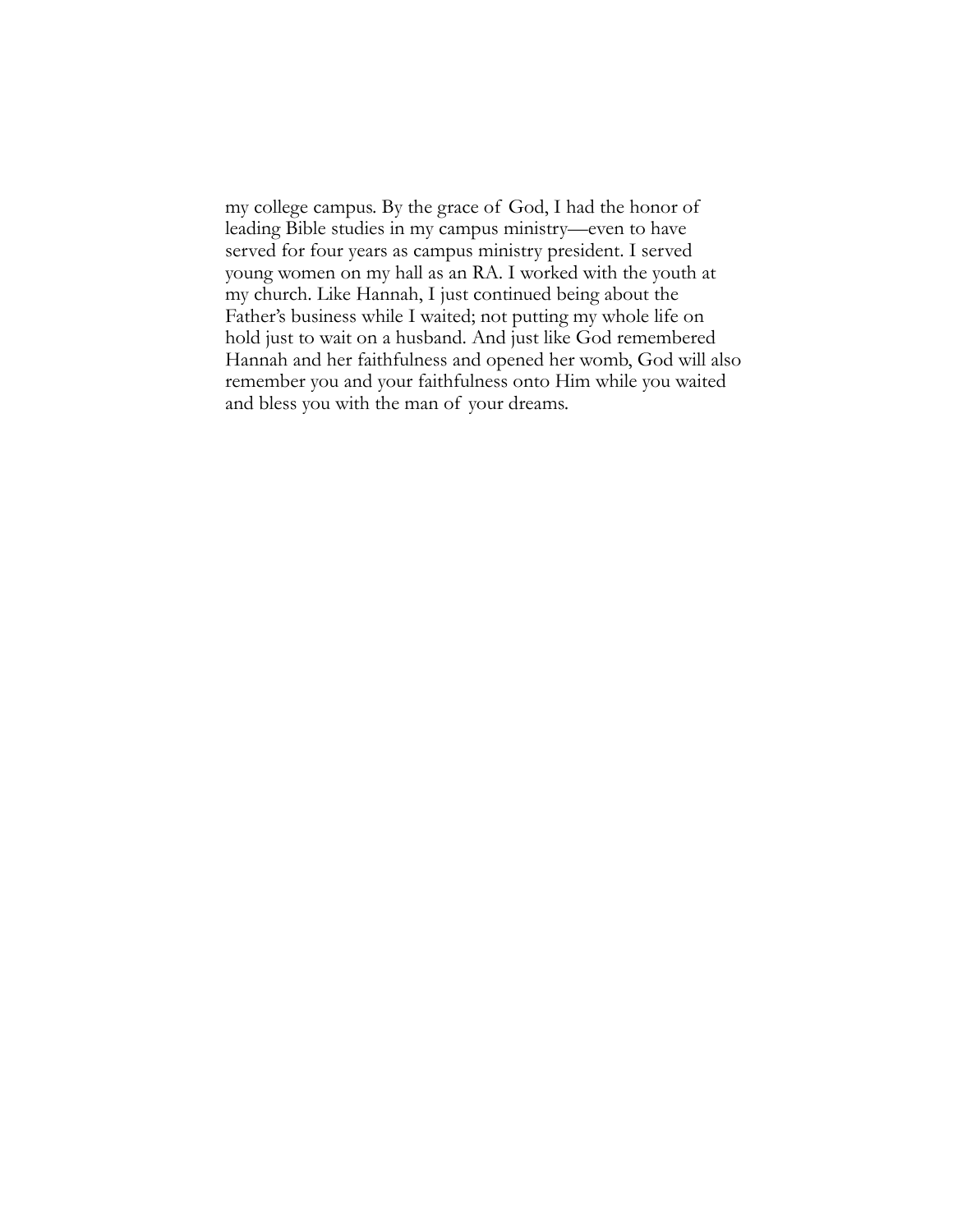my college campus. By the grace of God, I had the honor of leading Bible studies in my campus ministry—even to have served for four years as campus ministry president. I served young women on my hall as an RA. I worked with the youth at my church. Like Hannah, I just continued being about the Father's business while I waited; not putting my whole life on hold just to wait on a husband. And just like God remembered Hannah and her faithfulness and opened her womb, God will also remember you and your faithfulness onto Him while you waited and bless you with the man of your dreams.